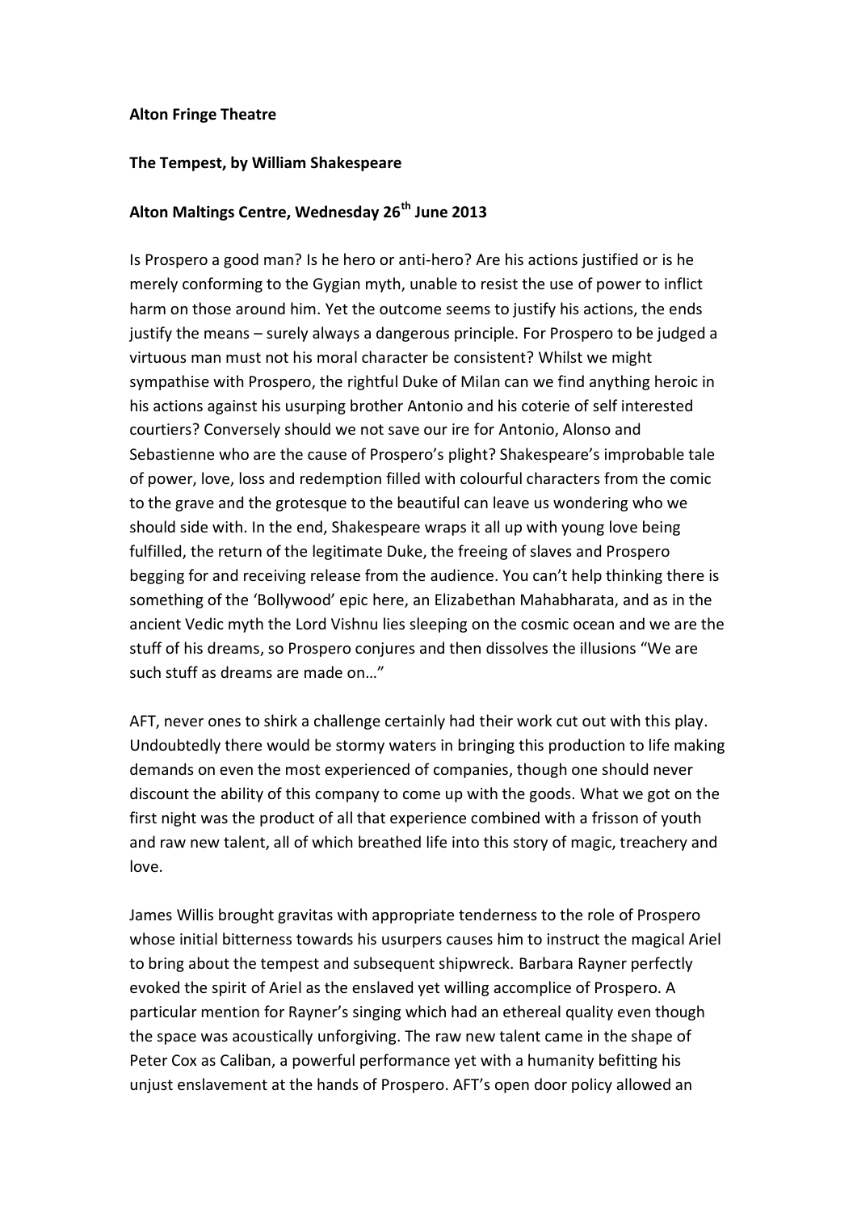**Alton Fringe Theatre**

**The Tempest, by William Shakespeare**

**Alton Maltings Centre, Wednesday 26th June 2013**

Is Prospero a good man? Is he hero or anti-hero? Are his actions justified or is he merely conforming to the Gygian myth, unable to resist the use of power to inflict harm on those around him. Yet the outcome seems to justify his actions, the ends justify the means – surely always a dangerous principle. For Prospero to be judged a virtuous man must not his moral character be consistent? Whilst we might sympathise with Prospero, the rightful Duke of Milan can we find anything heroic in his actions against his usurping brother Antonio and his coterie of self interested courtiers? Conversely should we not save our ire for Antonio, Alonso and Sebastienne who are the cause of Prospero's plight? Shakespeare's improbable tale of power, love, loss and redemption filled with colourful characters from the comic to the grave and the grotesque to the beautiful can leave us wondering who we should side with. In the end, Shakespeare wraps it all up with young love being fulfilled, the return of the legitimate Duke, the freeing of slaves and Prospero begging for and receiving release from the audience. You can't help thinking there is something of the 'Bollywood' epic here, an Elizabethan Mahabharata, and as in the ancient Vedic myth the Lord Vishnu lies sleeping on the cosmic ocean and we are the stuff of his dreams, so Prospero conjures and then dissolves the illusions "We are such stuff as dreams are made on…"

AFT, never ones to shirk a challenge certainly had their work cut out with this play. Undoubtedly there would be stormy waters in bringing this production to life making demands on even the most experienced of companies, though one should never discount the ability of this company to come up with the goods. What we got on the first night was the product of all that experience combined with a frisson of youth and raw new talent, all of which breathed life into this story of magic, treachery and love.

James Willis brought gravitas with appropriate tenderness to the role of Prospero whose initial bitterness towards his usurpers causes him to instruct the magical Ariel to bring about the tempest and subsequent shipwreck. Barbara Rayner perfectly evoked the spirit of Ariel as the enslaved yet willing accomplice of Prospero. A particular mention for Rayner's singing which had an ethereal quality even though the space was acoustically unforgiving. The raw new talent came in the shape of Peter Cox as Caliban, a powerful performance yet with a humanity befitting his unjust enslavement at the hands of Prospero. AFT's open door policy allowed an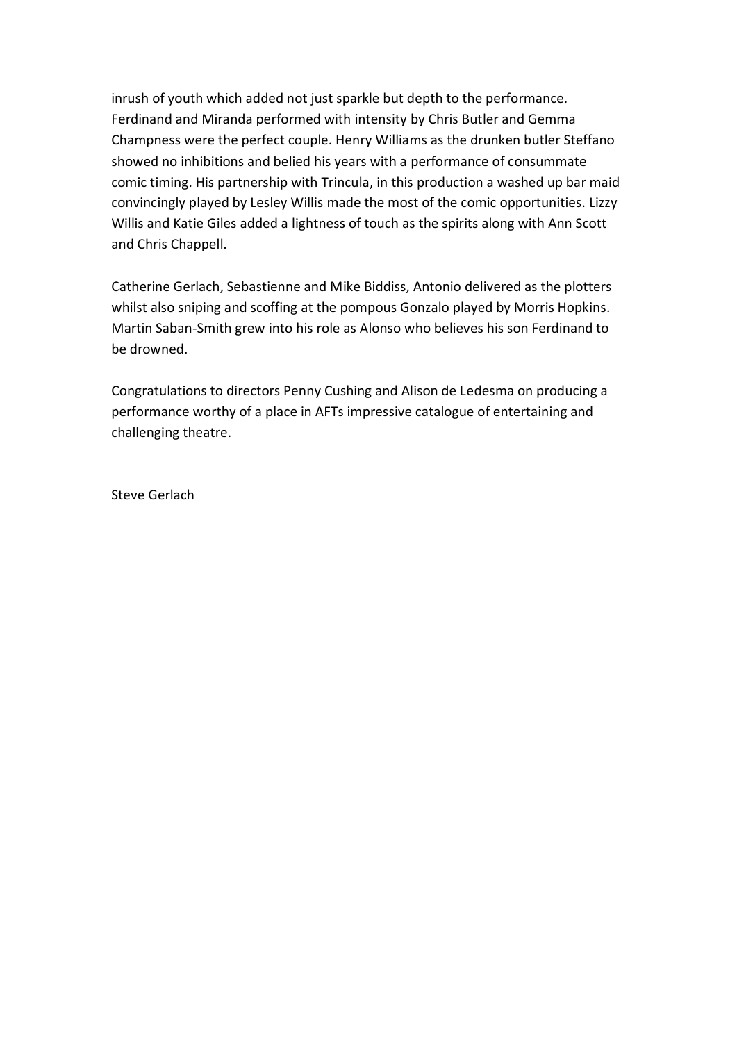inrush of youth which added not just sparkle but depth to the performance. Ferdinand and Miranda performed with intensity by Chris Butler and Gemma Champness were the perfect couple. Henry Williams as the drunken butler Steffano showed no inhibitions and belied his years with a performance of consummate comic timing. His partnership with Trincula, in this production a washed up bar maid convincingly played by Lesley Willis made the most of the comic opportunities. Lizzy Willis and Katie Giles added a lightness of touch as the spirits along with Ann Scott and Chris Chappell.

Catherine Gerlach, Sebastienne and Mike Biddiss, Antonio delivered as the plotters whilst also sniping and scoffing at the pompous Gonzalo played by Morris Hopkins. Martin Saban-Smith grew into his role as Alonso who believes his son Ferdinand to be drowned.

Congratulations to directors Penny Cushing and Alison de Ledesma on producing a performance worthy of a place in AFTs impressive catalogue of entertaining and challenging theatre.

Steve Gerlach